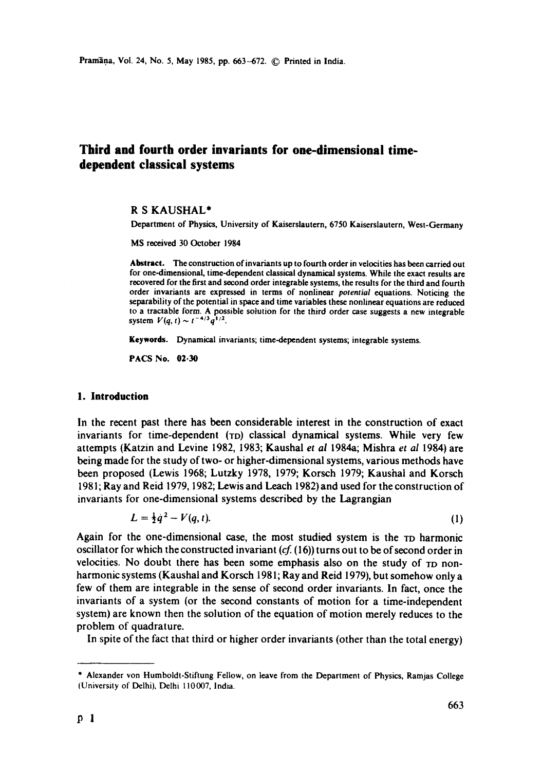# Third and fourth order invariants for one-dimensional time-dependent classical systems

R S KAUSHAL*

Department of Physics, University of Kaiserslautern, 6750 Kaiserslautern, West-Germany

MS received 30 October 1984

**Abstract.** The construction of invariants up to fourth order in velocities has been carried out for one-dimensional, time-dependent classical dynamical systems. While the exact results are recovered for the first and second order integrable systems, the results for the third and fourth order invariants are expressed in terms of nonlinear *potential* equations. Noticing the separability of the potential in space and time variables these nonlinear equations are reduced to a tractable form. A possible solution for the third order case suggests a new integrable system $V(q, t) \sim t^{-4/3} q^{1/2}$.

**Keywords.** Dynamical invariants; time-dependent systems; integrable systems.

**PACS No.** 02·30

## 1. Introduction

In the recent past there has been considerable interest in the construction of exact invariants for time-dependent (TD) classical dynamical systems. While very few attempts (Katzin and Levine 1982, 1983; Kaushal *et al* 1984a; Mishra *et al* 1984) are being made for the study of two- or higher-dimensional systems, various methods have been proposed (Lewis 1968; Lutzky 1978, 1979; Korsch 1979; Kaushal and Korsch 1981; Ray and Reid 1979, 1982; Lewis and Leach 1982) and used for the construction of invariants for one-dimensional systems described by the Lagrangian

$$L = \tfrac{1}{2}\dot{q}^2 - V(q, t). \tag{1}$$

Again for the one-dimensional case, the most studied system is the TD harmonic oscillator for which the constructed invariant (*cf.* (16)) turns out to be of second order in velocities. No doubt there has been some emphasis also on the study of TD non-harmonic systems (Kaushal and Korsch 1981; Ray and Reid 1979), but somehow only a few of them are integrable in the sense of second order invariants. In fact, once the invariants of a system (or the second constants of motion for a time-independent system) are known then the solution of the equation of motion merely reduces to the problem of quadrature.

In spite of the fact that third or higher order invariants (other than the total energy)

---

* Alexander von Humboldt-Stiftung Fellow, on leave from the Department of Physics, Ramjas College (University of Delhi), Delhi 110007, India.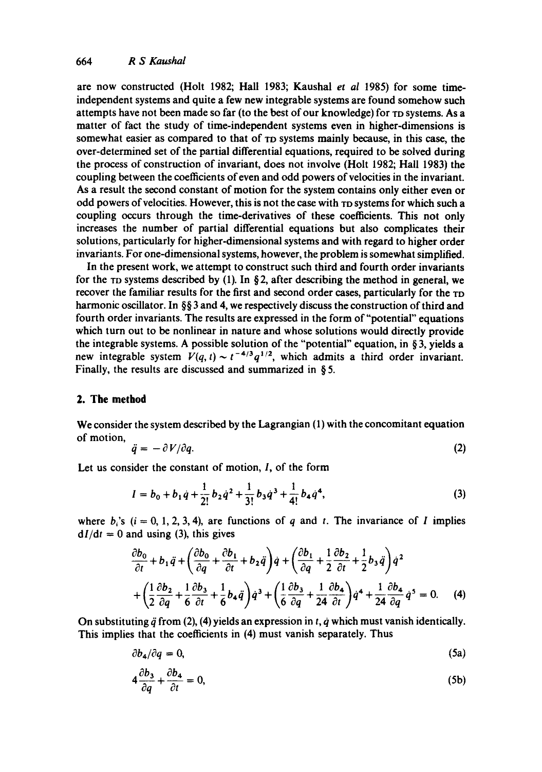are now constructed (Holt 1982; Hall 1983; Kaushal *et al* 1985) for some time-independent systems and quite a few new integrable systems are found somehow such attempts have not been made so far (to the best of our knowledge) for TD systems. As a matter of fact the study of time-independent systems even in higher-dimensions is somewhat easier as compared to that of TD systems mainly because, in this case, the over-determined set of the partial differential equations, required to be solved during the process of construction of invariant, does not involve (Holt 1982; Hall 1983) the coupling between the coefficients of even and odd powers of velocities in the invariant. As a result the second constant of motion for the system contains only either even or odd powers of velocities. However, this is not the case with TD systems for which such a coupling occurs through the time-derivatives of these coefficients. This not only increases the number of partial differential equations but also complicates their solutions, particularly for higher-dimensional systems and with regard to higher order invariants. For one-dimensional systems, however, the problem is somewhat simplified.

In the present work, we attempt to construct such third and fourth order invariants for the TD systems described by (1). In § 2, after describing the method in general, we recover the familiar results for the first and second order cases, particularly for the TD harmonic oscillator. In §§ 3 and 4, we respectively discuss the construction of third and fourth order invariants. The results are expressed in the form of "potential" equations which turn out to be nonlinear in nature and whose solutions would directly provide the integrable systems. A possible solution of the "potential" equation, in § 3, yields a new integrable system $V(q,t) \sim t^{-4/3} q^{1/2}$, which admits a third order invariant. Finally, the results are discussed and summarized in § 5.

## 2. The method

We consider the system described by the Lagrangian (1) with the concomitant equation of motion,

$$\ddot{q} = -\partial V/\partial q. \tag{2}$$

Let us consider the constant of motion, $I$, of the form

$$I = b_0 + b_1 \dot{q} + \frac{1}{2!} b_2 \dot{q}^2 + \frac{1}{3!} b_3 \dot{q}^3 + \frac{1}{4!} b_4 \dot{q}^4, \tag{3}$$

where $b_i$'s $(i = 0, 1, 2, 3, 4)$, are functions of $q$ and $t$. The invariance of $I$ implies $\mathrm{d}I/\mathrm{d}t = 0$ and using (3), this gives

$$\frac{\partial b_0}{\partial t} + b_1 \ddot{q} + \left( \frac{\partial b_0}{\partial q} + \frac{\partial b_1}{\partial t} + b_2 \ddot{q} \right) \dot{q} + \left( \frac{\partial b_1}{\partial q} + \frac{1}{2} \frac{\partial b_2}{\partial t} + \frac{1}{2} b_3 \ddot{q} \right) \dot{q}^2$$
$$+ \left( \frac{1}{2} \frac{\partial b_2}{\partial q} + \frac{1}{6} \frac{\partial b_3}{\partial t} + \frac{1}{6} b_4 \ddot{q} \right) \dot{q}^3 + \left( \frac{1}{6} \frac{\partial b_3}{\partial q} + \frac{1}{24} \frac{\partial b_4}{\partial t} \right) \dot{q}^4 + \frac{1}{24} \frac{\partial b_4}{\partial q} \dot{q}^5 = 0. \tag{4}$$

On substituting $\ddot{q}$ from (2), (4) yields an expression in $t$, $\dot{q}$ which must vanish identically. This implies that the coefficients in (4) must vanish separately. Thus

$$\partial b_4 / \partial q = 0, \tag{5a}$$

$$4 \frac{\partial b_3}{\partial q} + \frac{\partial b_4}{\partial t} = 0, \tag{5b}$$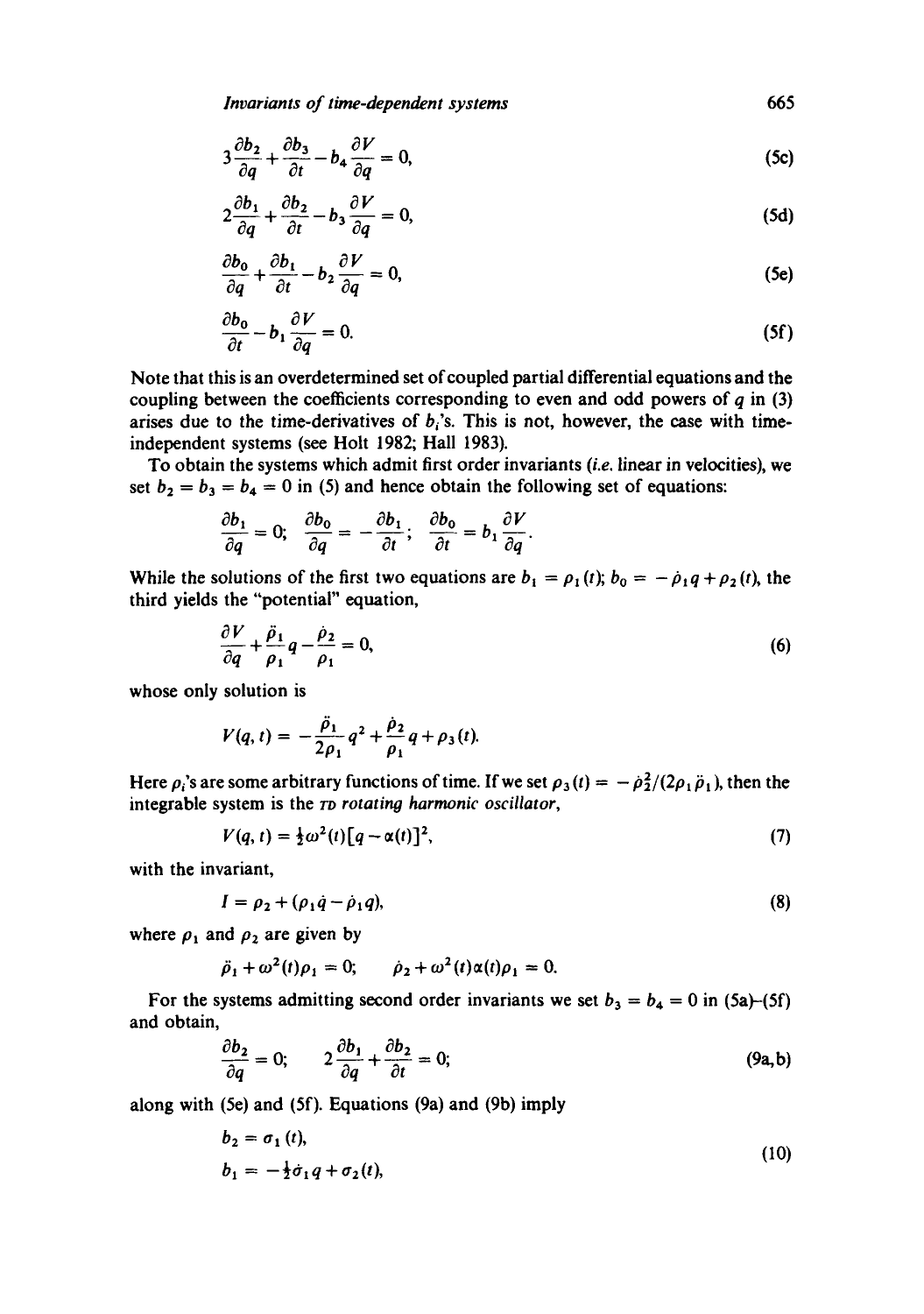$$3\frac{\partial b_2}{\partial q}+\frac{\partial b_3}{\partial t}-b_4\frac{\partial V}{\partial q}=0, \tag{5c}$$

$$2\frac{\partial b_1}{\partial q}+\frac{\partial b_2}{\partial t}-b_3\frac{\partial V}{\partial q}=0, \tag{5d}$$

$$\frac{\partial b_0}{\partial q}+\frac{\partial b_1}{\partial t}-b_2\frac{\partial V}{\partial q}=0, \tag{5e}$$

$$\frac{\partial b_0}{\partial t}-b_1\frac{\partial V}{\partial q}=0. \tag{5f}$$

Note that this is an overdetermined set of coupled partial differential equations and the coupling between the coefficients corresponding to even and odd powers of $q$ in (3) arises due to the time-derivatives of $b_i$'s. This is not, however, the case with time-independent systems (see Holt 1982; Hall 1983).

To obtain the systems which admit first order invariants (*i.e.* linear in velocities), we set $b_2 = b_3 = b_4 = 0$ in (5) and hence obtain the following set of equations:

$$\frac{\partial b_1}{\partial q}=0;\quad \frac{\partial b_0}{\partial q}=-\frac{\partial b_1}{\partial t};\quad \frac{\partial b_0}{\partial t}=b_1\frac{\partial V}{\partial q}.$$

While the solutions of the first two equations are $b_1 = \rho_1(t)$; $b_0 = -\dot{\rho}_1 q + \rho_2(t)$, the third yields the "potential" equation,

$$\frac{\partial V}{\partial q}+\frac{\ddot{\rho}_1}{\rho_1}q-\frac{\dot{\rho}_2}{\rho_1}=0, \tag{6}$$

whose only solution is

$$V(q,t)=-\frac{\ddot{\rho}_1}{2\rho_1}q^2+\frac{\dot{\rho}_2}{\rho_1}q+\rho_3(t).$$

Here $\rho_i$'s are some arbitrary functions of time. If we set $\rho_3(t) = -\dot{\rho}_2^2/(2\rho_1\ddot{\rho}_1)$, then the integrable system is the *TD rotating harmonic oscillator*,

$$V(q,t)=\tfrac{1}{2}\omega^2(t)[q-\alpha(t)]^2, \tag{7}$$

with the invariant,

$$I=\rho_2+(\rho_1\dot{q}-\dot{\rho}_1 q), \tag{8}$$

where $\rho_1$ and $\rho_2$ are given by

$$\ddot{\rho}_1+\omega^2(t)\rho_1=0;\qquad \dot{\rho}_2+\omega^2(t)\alpha(t)\rho_1=0.$$

For the systems admitting second order invariants we set $b_3 = b_4 = 0$ in (5a)–(5f) and obtain,

$$\frac{\partial b_2}{\partial q}=0;\qquad 2\frac{\partial b_1}{\partial q}+\frac{\partial b_2}{\partial t}=0; \tag{9a,b}$$

along with (5e) and (5f). Equations (9a) and (9b) imply

$$\begin{aligned} b_2 &= \sigma_1(t),\\ b_1 &= -\tfrac{1}{2}\dot{\sigma}_1 q+\sigma_2(t), \end{aligned} \tag{10}$$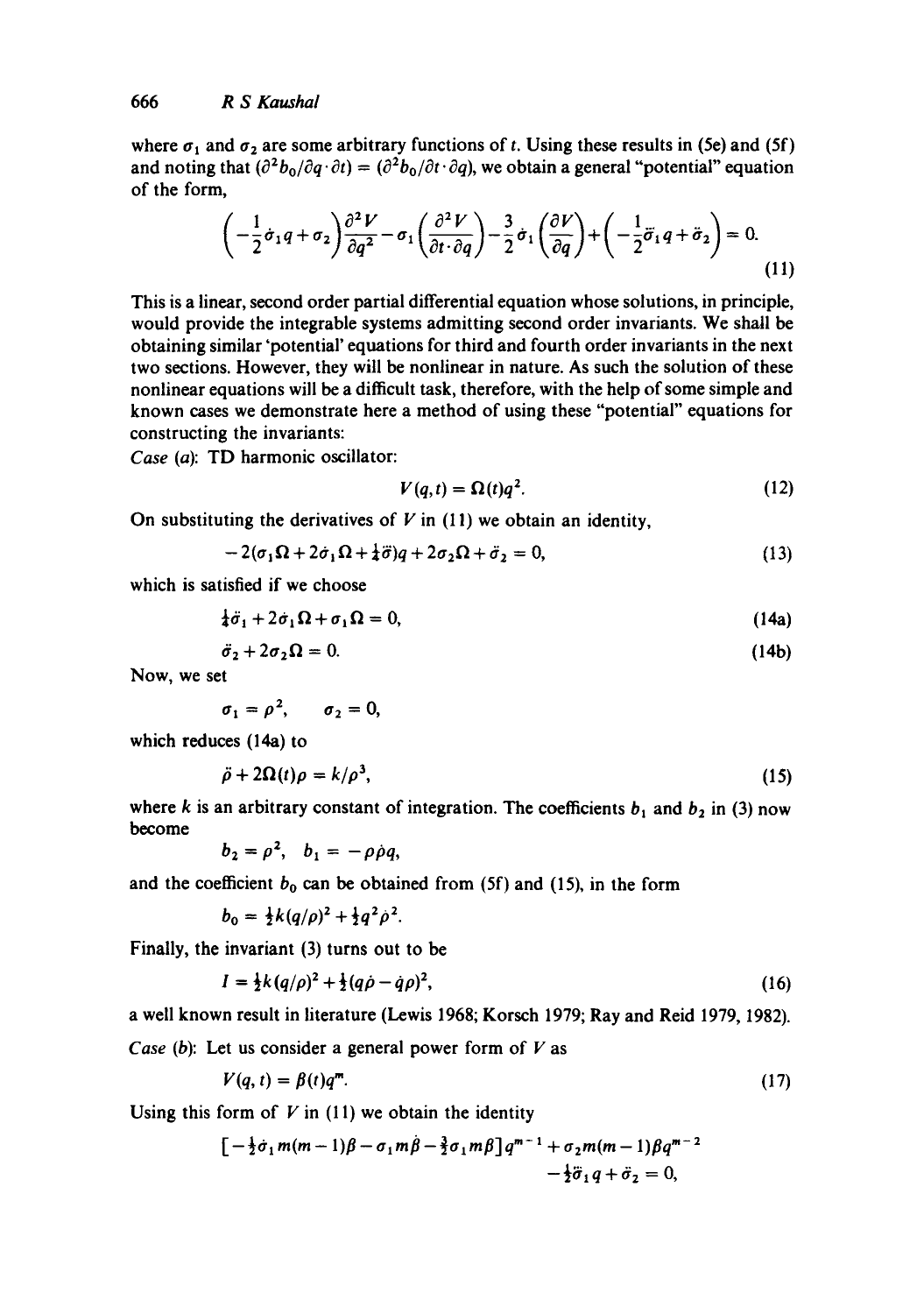where $\sigma_1$ and $\sigma_2$ are some arbitrary functions of $t$. Using these results in (5e) and (5f) and noting that $(\partial^2 b_0/\partial q \cdot \partial t) = (\partial^2 b_0/\partial t \cdot \partial q)$, we obtain a general "potential" equation of the form,

$$\left(-\frac{1}{2}\dot{\sigma}_1 q + \sigma_2\right)\frac{\partial^2 V}{\partial q^2} - \sigma_1\left(\frac{\partial^2 V}{\partial t \cdot \partial q}\right) - \frac{3}{2}\dot{\sigma}_1\left(\frac{\partial V}{\partial q}\right) + \left(-\frac{1}{2}\ddot{\sigma}_1 q + \ddot{\sigma}_2\right) = 0. \tag{11}$$

This is a linear, second order partial differential equation whose solutions, in principle, would provide the integrable systems admitting second order invariants. We shall be obtaining similar 'potential' equations for third and fourth order invariants in the next two sections. However, they will be nonlinear in nature. As such the solution of these nonlinear equations will be a difficult task, therefore, with the help of some simple and known cases we demonstrate here a method of using these "potential" equations for constructing the invariants:

*Case (a)*: TD harmonic oscillator:

$$V(q,t) = \Omega(t)q^2. \tag{12}$$

On substituting the derivatives of $V$ in (11) we obtain an identity,

$$-2(\sigma_1\dot{\Omega} + 2\dot{\sigma}_1\Omega + \tfrac{1}{4}\dddot{\sigma})q + 2\sigma_2\Omega + \ddot{\sigma}_2 = 0, \tag{13}$$

which is satisfied if we choose

$$\tfrac{1}{4}\dddot{\sigma}_1 + 2\dot{\sigma}_1\Omega + \sigma_1\dot{\Omega} = 0, \tag{14a}$$

$$\ddot{\sigma}_2 + 2\sigma_2\Omega = 0. \tag{14b}$$

Now, we set

$$\sigma_1 = \rho^2, \qquad \sigma_2 = 0,$$

which reduces (14a) to

$$\ddot{\rho} + 2\Omega(t)\rho = k/\rho^3, \tag{15}$$

where $k$ is an arbitrary constant of integration. The coefficients $b_1$ and $b_2$ in (3) now become

$$b_2 = \rho^2, \quad b_1 = -\rho\dot{\rho}q,$$

and the coefficient $b_0$ can be obtained from (5f) and (15), in the form

$$b_0 = \tfrac{1}{2}k(q/\rho)^2 + \tfrac{1}{2}q^2\dot{\rho}^2.$$

Finally, the invariant (3) turns out to be

$$I = \tfrac{1}{2}k(q/\rho)^2 + \tfrac{1}{2}(q\dot{\rho} - \dot{q}\rho)^2, \tag{16}$$

a well known result in literature (Lewis 1968; Korsch 1979; Ray and Reid 1979, 1982).

*Case (b)*: Let us consider a general power form of $V$ as

$$V(q,t) = \beta(t)q^m. \tag{17}$$

Using this form of $V$ in (11) we obtain the identity

$$[-\tfrac{1}{2}\dot{\sigma}_1 m(m-1)\beta - \sigma_1 m\dot{\beta} - \tfrac{3}{2}\dot{\sigma}_1 m\beta]q^{m-1} + \sigma_2 m(m-1)\beta q^{m-2} - \tfrac{1}{2}\ddot{\sigma}_1 q + \ddot{\sigma}_2 = 0,$$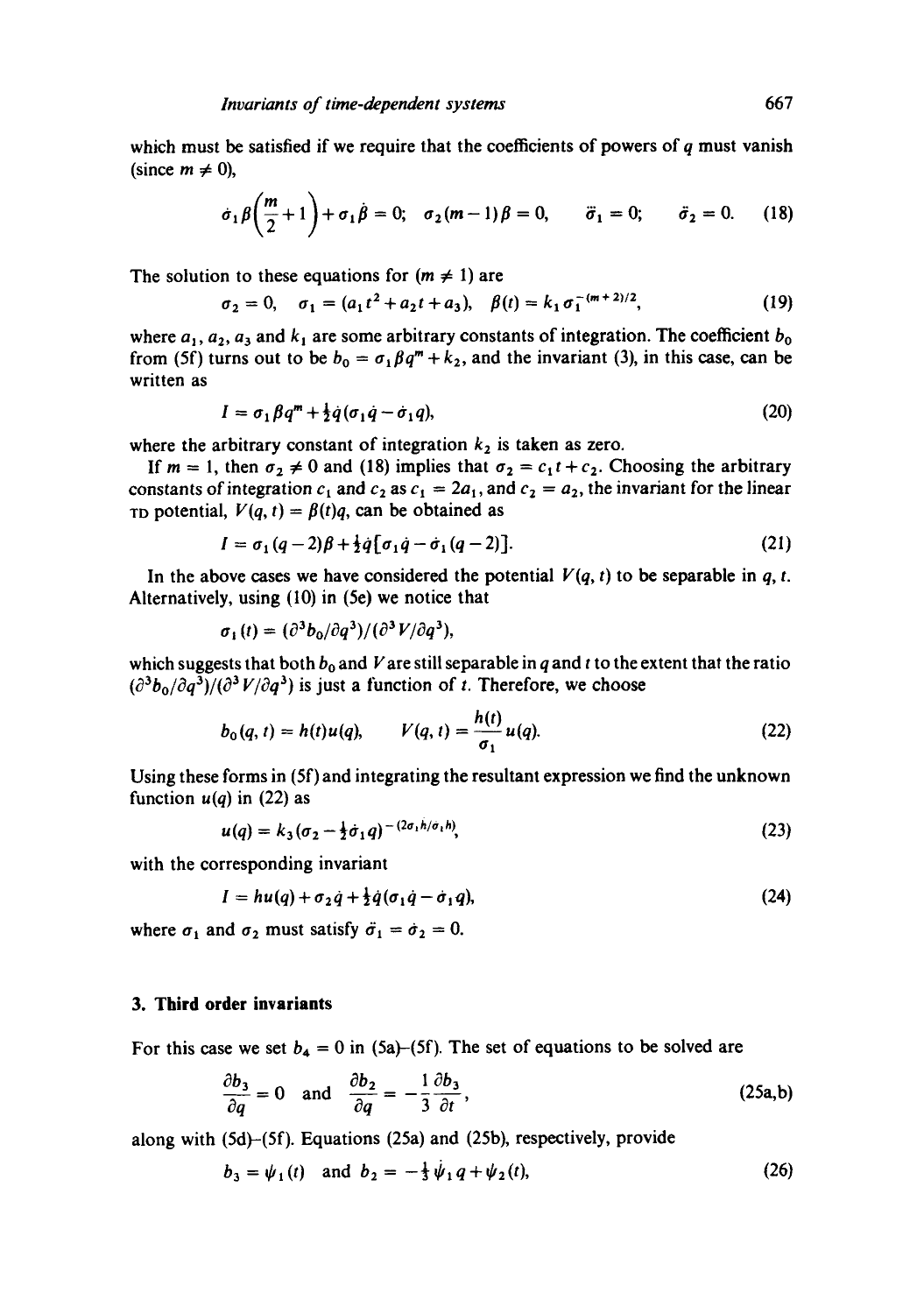which must be satisfied if we require that the coefficients of powers of $q$ must vanish (since $m \neq 0$),

$$\dot{\sigma}_1 \beta\left(\frac{m}{2}+1\right)+\sigma_1 \dot{\beta}=0; \quad \sigma_2(m-1)\beta=0, \qquad \ddot{\sigma}_1=0; \qquad \ddot{\sigma}_2=0. \tag{18}$$

The solution to these equations for $(m \neq 1)$ are

$$\sigma_2=0, \quad \sigma_1=(a_1 t^2+a_2 t+a_3), \quad \beta(t)=k_1 \sigma_1^{-(m+2)/2}, \tag{19}$$

where $a_1$, $a_2$, $a_3$ and $k_1$ are some arbitrary constants of integration. The coefficient $b_0$ from (5f) turns out to be $b_0=\sigma_1 \beta q^m+k_2$, and the invariant (3), in this case, can be written as

$$I=\sigma_1 \beta q^m+\tfrac{1}{2}\dot{q}(\sigma_1 \dot{q}-\dot{\sigma}_1 q), \tag{20}$$

where the arbitrary constant of integration $k_2$ is taken as zero.

If $m=1$, then $\sigma_2 \neq 0$ and (18) implies that $\sigma_2=c_1 t+c_2$. Choosing the arbitrary constants of integration $c_1$ and $c_2$ as $c_1=2a_1$, and $c_2=a_2$, the invariant for the linear TD potential, $V(q,t)=\beta(t)q$, can be obtained as

$$I=\sigma_1(q-2)\beta+\tfrac{1}{2}\dot{q}[\sigma_1 \dot{q}-\dot{\sigma}_1(q-2)]. \tag{21}$$

In the above cases we have considered the potential $V(q,t)$ to be separable in $q$, $t$. Alternatively, using (10) in (5e) we notice that

$$\sigma_1(t)=(\partial^3 b_0/\partial q^3)/(\partial^3 V/\partial q^3),$$

which suggests that both $b_0$ and $V$ are still separable in $q$ and $t$ to the extent that the ratio $(\partial^3 b_0/\partial q^3)/(\partial^3 V/\partial q^3)$ is just a function of $t$. Therefore, we choose

$$b_0(q,t)=h(t)u(q), \qquad V(q,t)=\frac{h(t)}{\sigma_1}u(q). \tag{22}$$

Using these forms in (5f) and integrating the resultant expression we find the unknown function $u(q)$ in (22) as

$$u(q)=k_3(\sigma_2-\tfrac{1}{2}\dot{\sigma}_1 q)^{-(2\sigma_1 \dot{h}/\dot{\sigma}_1 h)}, \tag{23}$$

with the corresponding invariant

$$I=hu(q)+\sigma_2 \dot{q}+\tfrac{1}{2}\dot{q}(\sigma_1 \dot{q}-\dot{\sigma}_1 q), \tag{24}$$

where $\sigma_1$ and $\sigma_2$ must satisfy $\ddot{\sigma}_1=\dot{\sigma}_2=0$.

## 3. Third order invariants

For this case we set $b_4=0$ in (5a)–(5f). The set of equations to be solved are

$$\frac{\partial b_3}{\partial q}=0 \quad \text{and} \quad \frac{\partial b_2}{\partial q}=-\frac{1}{3}\frac{\partial b_3}{\partial t}, \tag{25a,b}$$

along with (5d)–(5f). Equations (25a) and (25b), respectively, provide

$$b_3=\psi_1(t) \quad \text{and} \quad b_2=-\tfrac{1}{3}\dot{\psi}_1 q+\psi_2(t), \tag{26}$$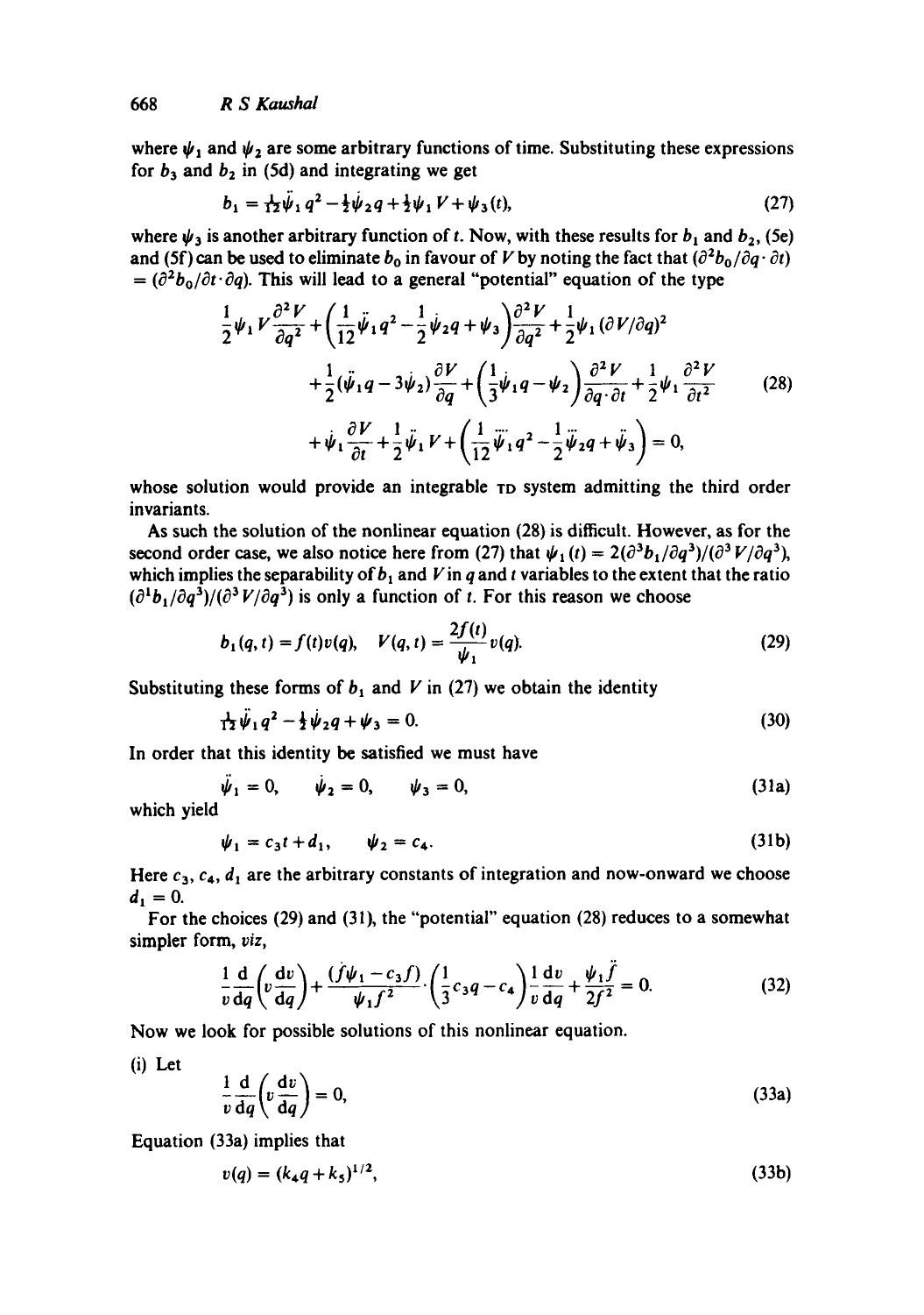where $\psi_1$ and $\psi_2$ are some arbitrary functions of time. Substituting these expressions for $b_3$ and $b_2$ in (5d) and integrating we get

$$b_1 = \tfrac{1}{12}\dot{\psi}_1 q^2 - \tfrac{1}{2}\dot{\psi}_2 q + \tfrac{1}{2}\psi_1 V + \psi_3(t), \tag{27}$$

where $\psi_3$ is another arbitrary function of $t$. Now, with these results for $b_1$ and $b_2$, (5e) and (5f) can be used to eliminate $b_0$ in favour of $V$ by noting the fact that $(\partial^2 b_0/\partial q \cdot \partial t) = (\partial^2 b_0/\partial t \cdot \partial q)$. This will lead to a general "potential" equation of the type

$$\begin{aligned}
&\frac{1}{2}\psi_1 V \frac{\partial^2 V}{\partial q^2} + \left(\frac{1}{12}\ddot{\psi}_1 q^2 - \frac{1}{2}\ddot{\psi}_2 q + \psi_3\right)\frac{\partial^2 V}{\partial q^2} + \frac{1}{2}\psi_1 (\partial V/\partial q)^2 \\
&\quad + \frac{1}{2}(\ddot{\psi}_1 q - 3\dot{\psi}_2)\frac{\partial V}{\partial q} + \left(\frac{1}{3}\dot{\psi}_1 q - \psi_2\right)\frac{\partial^2 V}{\partial q \cdot \partial t} + \frac{1}{2}\psi_1 \frac{\partial^2 V}{\partial t^2} \\
&\quad + \dot{\psi}_1 \frac{\partial V}{\partial t} + \frac{1}{2}\ddot{\psi}_1 V + \left(\frac{1}{12}\dddot{\psi}_1 q^2 - \frac{1}{2}\dddot{\psi}_2 q + \ddot{\psi}_3\right) = 0,
\end{aligned} \tag{28}$$

whose solution would provide an integrable TD system admitting the third order invariants.

As such the solution of the nonlinear equation (28) is difficult. However, as for the second order case, we also notice here from (27) that $\psi_1(t) = 2(\partial^3 b_1/\partial q^3)/(\partial^3 V/\partial q^3)$, which implies the separability of $b_1$ and $V$ in $q$ and $t$ variables to the extent that the ratio $(\partial^1 b_1/\partial q^3)/(\partial^3 V/\partial q^3)$ is only a function of $t$. For this reason we choose

$$b_1(q,t) = f(t)v(q), \quad V(q,t) = \frac{2f(t)}{\psi_1}v(q). \tag{29}$$

Substituting these forms of $b_1$ and $V$ in (27) we obtain the identity

$$\tfrac{1}{12}\dot{\psi}_1 q^2 - \tfrac{1}{2}\dot{\psi}_2 q + \psi_3 = 0. \tag{30}$$

In order that this identity be satisfied we must have

$$\ddot{\psi}_1 = 0, \qquad \dot{\psi}_2 = 0, \qquad \psi_3 = 0, \tag{31a}$$

which yield

$$\psi_1 = c_3 t + d_1, \qquad \psi_2 = c_4. \tag{31b}$$

Here $c_3$, $c_4$, $d_1$ are the arbitrary constants of integration and now-onward we choose $d_1 = 0$.

For the choices (29) and (31), the "potential" equation (28) reduces to a somewhat simpler form, *viz*,

$$\frac{1}{v}\frac{\mathrm{d}}{\mathrm{d}q}\left(v\frac{\mathrm{d}v}{\mathrm{d}q}\right) + \frac{(\dot{f}\psi_1 - c_3 f)}{\psi_1 f^2}\cdot\left(\frac{1}{3}c_3 q - c_4\right)\frac{1}{v}\frac{\mathrm{d}v}{\mathrm{d}q} + \frac{\psi_1 \ddot{f}}{2f^2} = 0. \tag{32}$$

Now we look for possible solutions of this nonlinear equation.

(i) Let

$$\frac{1}{v}\frac{\mathrm{d}}{\mathrm{d}q}\left(v\frac{\mathrm{d}v}{\mathrm{d}q}\right) = 0, \tag{33a}$$

Equation (33a) implies that

$$v(q) = (k_4 q + k_5)^{1/2}, \tag{33b}$$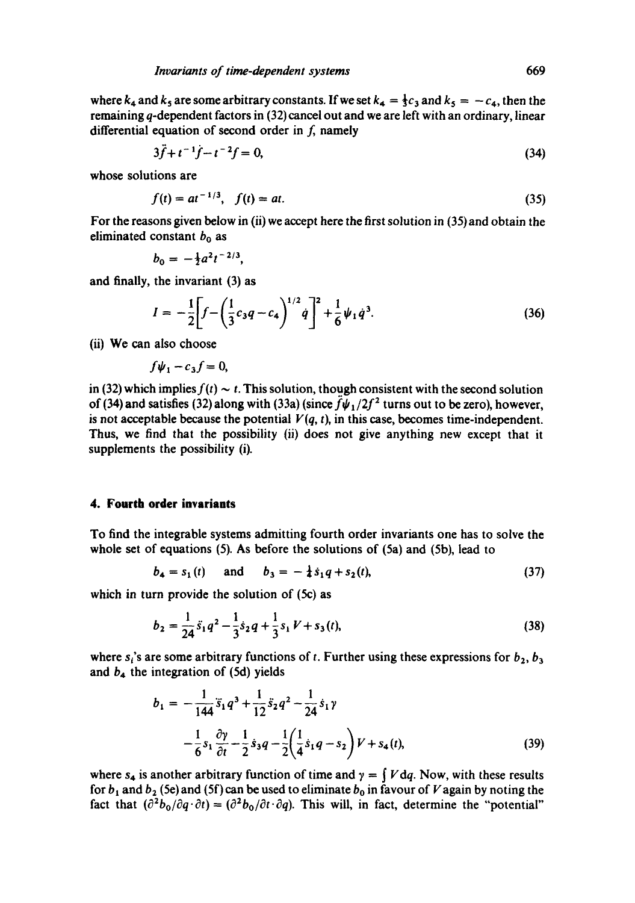where $k_4$ and $k_5$ are some arbitrary constants. If we set $k_4 = \frac{1}{3}c_3$ and $k_5 = -c_4$, then the remaining $q$-dependent factors in (32) cancel out and we are left with an ordinary, linear differential equation of second order in $f$, namely

$$3\ddot{f} + t^{-1}\dot{f} - t^{-2}f = 0, \tag{34}$$

whose solutions are

$$f(t) = at^{-1/3}, \quad f(t) = at. \tag{35}$$

For the reasons given below in (ii) we accept here the first solution in (35) and obtain the eliminated constant $b_0$ as

$$b_0 = -\tfrac{1}{2}a^2 t^{-2/3},$$

and finally, the invariant (3) as

$$I = -\frac{1}{2}\left[f - \left(\frac{1}{3}c_3 q - c_4\right)^{1/2} \dot{q}\right]^2 + \frac{1}{6}\psi_1 \dot{q}^3. \tag{36}$$

(ii) We can also choose

$$f\psi_1 - c_3 f = 0,$$

in (32) which implies $f(t) \sim t$. This solution, though consistent with the second solution of (34) and satisfies (32) along with (33a) (since $\ddot{f}\psi_1/2f^2$ turns out to be zero), however, is not acceptable because the potential $V(q, t)$, in this case, becomes time-independent. Thus, we find that the possibility (ii) does not give anything new except that it supplements the possibility (i).

## 4. Fourth order invariants

To find the integrable systems admitting fourth order invariants one has to solve the whole set of equations (5). As before the solutions of (5a) and (5b), lead to

$$b_4 = s_1(t) \quad \text{and} \quad b_3 = -\tfrac{1}{4}\dot{s}_1 q + s_2(t), \tag{37}$$

which in turn provide the solution of (5c) as

$$b_2 = \frac{1}{24}\ddot{s}_1 q^2 - \frac{1}{3}\dot{s}_2 q + \frac{1}{3}s_1 V + s_3(t), \tag{38}$$

where $s_i$'s are some arbitrary functions of $t$. Further using these expressions for $b_2$, $b_3$ and $b_4$ the integration of (5d) yields

$$b_1 = -\frac{1}{144}\dddot{s}_1 q^3 + \frac{1}{12}\ddot{s}_2 q^2 - \frac{1}{24}\dot{s}_1 \gamma$$
$$-\frac{1}{6}s_1\frac{\partial \gamma}{\partial t} - \frac{1}{2}\dot{s}_3 q - \frac{1}{2}\left(\frac{1}{4}\dot{s}_1 q - s_2\right)V + s_4(t), \tag{39}$$

where $s_4$ is another arbitrary function of time and $\gamma = \int V\,dq$. Now, with these results for $b_1$ and $b_2$ (5e) and (5f) can be used to eliminate $b_0$ in favour of $V$ again by noting the fact that $(\partial^2 b_0/\partial q \cdot \partial t) = (\partial^2 b_0/\partial t \cdot \partial q)$. This will, in fact, determine the "potential"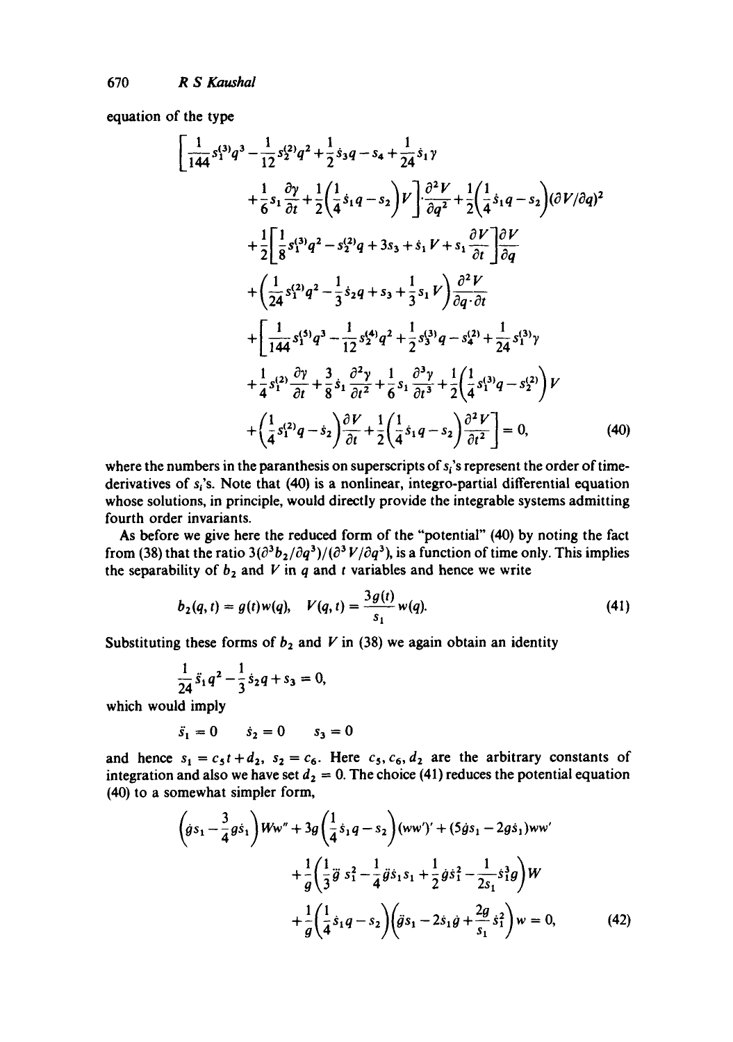equation of the type

$$
\begin{aligned}
&\left[\frac{1}{144}s_1^{(3)}q^3 - \frac{1}{12}s_2^{(2)}q^2 + \frac{1}{2}\dot{s}_3 q - s_4 + \frac{1}{24}\dot{s}_1\gamma \right.\\
&\left. + \frac{1}{6}s_1\frac{\partial\gamma}{\partial t} + \frac{1}{2}\left(\frac{1}{4}\dot{s}_1 q - s_2\right)V\right]\cdot\frac{\partial^2 V}{\partial q^2} + \frac{1}{2}\left(\frac{1}{4}\dot{s}_1 q - s_2\right)(\partial V/\partial q)^2\\
&+\frac{1}{2}\left[\frac{1}{8}s_1^{(3)}q^2 - s_2^{(2)}q + 3s_3 + \dot{s}_1 V + s_1\frac{\partial V}{\partial t}\right]\frac{\partial V}{\partial q}\\
&+\left(\frac{1}{24}s_1^{(2)}q^2 - \frac{1}{3}\dot{s}_2 q + s_3 + \frac{1}{3}s_1 V\right)\frac{\partial^2 V}{\partial q\cdot\partial t}\\
&+\left[\frac{1}{144}s_1^{(5)}q^3 - \frac{1}{12}s_2^{(4)}q^2 + \frac{1}{2}s_3^{(3)}q - s_4^{(2)} + \frac{1}{24}s_1^{(3)}\gamma\right.\\
&+\frac{1}{4}s_1^{(2)}\frac{\partial\gamma}{\partial t} + \frac{3}{8}\dot{s}_1\frac{\partial^2\gamma}{\partial t^2} + \frac{1}{6}s_1\frac{\partial^3\gamma}{\partial t^3} + \frac{1}{2}\left(\frac{1}{4}s_1^{(3)}q - s_2^{(2)}\right)V\\
&\left.+\left(\frac{1}{4}s_1^{(2)}q - \dot{s}_2\right)\frac{\partial V}{\partial t} + \frac{1}{2}\left(\frac{1}{4}\dot{s}_1 q - s_2\right)\frac{\partial^2 V}{\partial t^2}\right] = 0, \qquad (40)
\end{aligned}
$$

where the numbers in the paranthesis on superscripts of $s_i$'s represent the order of time-derivatives of $s_i$'s. Note that (40) is a nonlinear, integro-partial differential equation whose solutions, in principle, would directly provide the integrable systems admitting fourth order invariants.

As before we give here the reduced form of the "potential" (40) by noting the fact from (38) that the ratio $3(\partial^3 b_2/\partial q^3)/(\partial^3 V/\partial q^3)$, is a function of time only. This implies the separability of $b_2$ and $V$ in $q$ and $t$ variables and hence we write

$$
b_2(q,t) = g(t)w(q), \quad V(q,t) = \frac{3g(t)}{s_1}w(q). \qquad (41)
$$

Substituting these forms of $b_2$ and $V$ in (38) we again obtain an identity

$$
\frac{1}{24}\ddot{s}_1 q^2 - \frac{1}{3}\dot{s}_2 q + s_3 = 0,
$$

which would imply

$$
\ddot{s}_1 = 0 \qquad \dot{s}_2 = 0 \qquad s_3 = 0
$$

and hence $s_1 = c_5 t + d_2$, $s_2 = c_6$. Here $c_5, c_6, d_2$ are the arbitrary constants of integration and also we have set $d_2 = 0$. The choice (41) reduces the potential equation (40) to a somewhat simpler form,

$$
\begin{aligned}
&\left(\dot{g}s_1 - \frac{3}{4}g\dot{s}_1\right)Ww'' + 3g\left(\frac{1}{4}\dot{s}_1 q - s_2\right)(ww')' + (5\dot{g}s_1 - 2g\dot{s}_1)ww'\\
&+\frac{1}{g}\left(\frac{1}{3}\dddot{g}\, s_1^2 - \frac{1}{4}\ddot{g}\dot{s}_1 s_1 + \frac{1}{2}\dot{g}\dot{s}_1^2 - \frac{1}{2s_1}\dot{s}_1^3 g\right)W\\
&+\frac{1}{g}\left(\frac{1}{4}\dot{s}_1 q - s_2\right)\left(\ddot{g}s_1 - 2\dot{s}_1\dot{g} + \frac{2g}{s_1}\dot{s}_1^2\right)w = 0, \qquad (42)
\end{aligned}
$$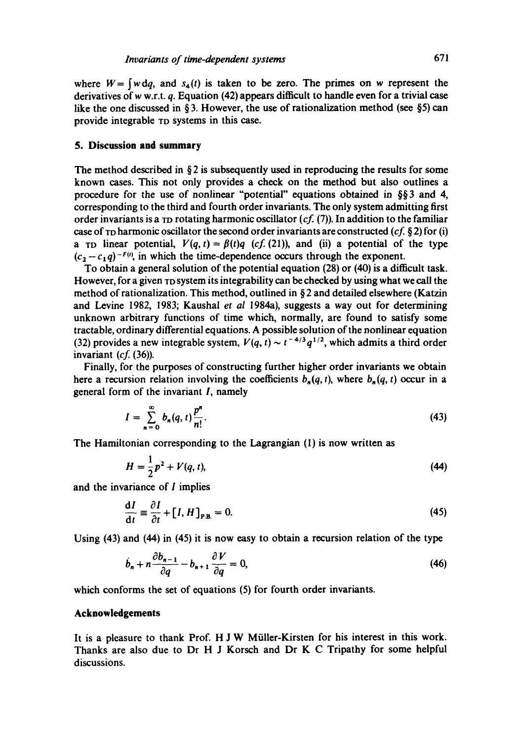where $W = \int w \, dq$, and $s_4(t)$ is taken to be zero. The primes on $w$ represent the derivatives of $w$ w.r.t. $q$. Equation (42) appears difficult to handle even for a trivial case like the one discussed in § 3. However, the use of rationalization method (see §5) can provide integrable TD systems in this case.

## 5. Discussion and summary

The method described in § 2 is subsequently used in reproducing the results for some known cases. This not only provides a check on the method but also outlines a procedure for the use of nonlinear "potential" equations obtained in §§ 3 and 4, corresponding to the third and fourth order invariants. The only system admitting first order invariants is a TD rotating harmonic oscillator (*cf.* (7)). In addition to the familiar case of TD harmonic oscillator the second order invariants are constructed (*cf.* § 2) for (i) a TD linear potential, $V(q, t) = \beta(t)q$ (*cf.* (21)), and (ii) a potential of the type $(c_2 - c_1 q)^{-F(t)}$, in which the time-dependence occurs through the exponent.

To obtain a general solution of the potential equation (28) or (40) is a difficult task. However, for a given TD system its integrability can be checked by using what we call the method of rationalization. This method, outlined in § 2 and detailed elsewhere (Katzin and Levine 1982, 1983; Kaushal *et al* 1984a), suggests a way out for determining unknown arbitrary functions of time which, normally, are found to satisfy some tractable, ordinary differential equations. A possible solution of the nonlinear equation (32) provides a new integrable system, $V(q, t) \sim t^{-4/3} q^{1/2}$, which admits a third order invariant (*cf.* (36)).

Finally, for the purposes of constructing further higher order invariants we obtain here a recursion relation involving the coefficients $b_n(q, t)$, where $b_n(q, t)$ occur in a general form of the invariant $I$, namely

$$I = \sum_{n=0}^{\infty} b_n(q, t) \frac{p^n}{n!}. \tag{43}$$

The Hamiltonian corresponding to the Lagrangian (1) is now written as

$$H = \frac{1}{2} p^2 + V(q, t), \tag{44}$$

and the invariance of $I$ implies

$$\frac{\mathrm{d}I}{\mathrm{d}t} \equiv \frac{\partial I}{\partial t} + [I, H]_{\mathrm{P.B.}} = 0. \tag{45}$$

Using (43) and (44) in (45) it is now easy to obtain a recursion relation of the type

$$\dot{b}_n + n \frac{\partial b_{n-1}}{\partial q} - b_{n+1} \frac{\partial V}{\partial q} = 0, \tag{46}$$

which conforms the set of equations (5) for fourth order invariants.

## Acknowledgements

It is a pleasure to thank Prof. H J W Müller-Kirsten for his interest in this work. Thanks are also due to Dr H J Korsch and Dr K C Tripathy for some helpful discussions.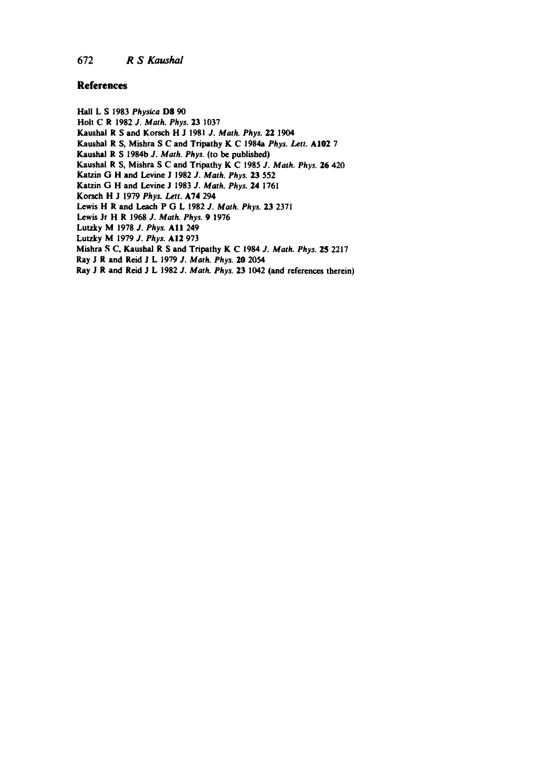## References

Hall L S 1983 *Physica* **D8** 90

Holt C R 1982 *J. Math. Phys.* **23** 1037

Kaushal R S and Korsch H J 1981 *J. Math. Phys.* **22** 1904

Kaushal R S, Mishra S C and Tripathy K C 1984a *Phys. Lett.* **A102** 7

Kaushal R S 1984b *J. Math. Phys.* (to be published)

Kaushal R S, Mishra S C and Tripathy K C 1985 *J. Math. Phys.* **26** 420

Katzin G H and Levine J 1982 *J. Math. Phys.* **23** 552

Katzin G H and Levine J 1983 *J. Math. Phys.* **24** 1761

Korsch H J 1979 *Phys. Lett.* **A74** 294

Lewis H R and Leach P G L 1982 *J. Math. Phys.* **23** 2371

Lewis Jr H R 1968 *J. Math. Phys.* **9** 1976

Lutzky M 1978 *J. Phys.* **A11** 249

Lutzky M 1979 *J. Phys.* **A12** 973

Mishra S C, Kaushal R S and Tripathy K C 1984 *J. Math. Phys.* **25** 2217

Ray J R and Reid J L 1979 *J. Math. Phys.* **20** 2054

Ray J R and Reid J L 1982 *J. Math. Phys.* **23** 1042 (and references therein)